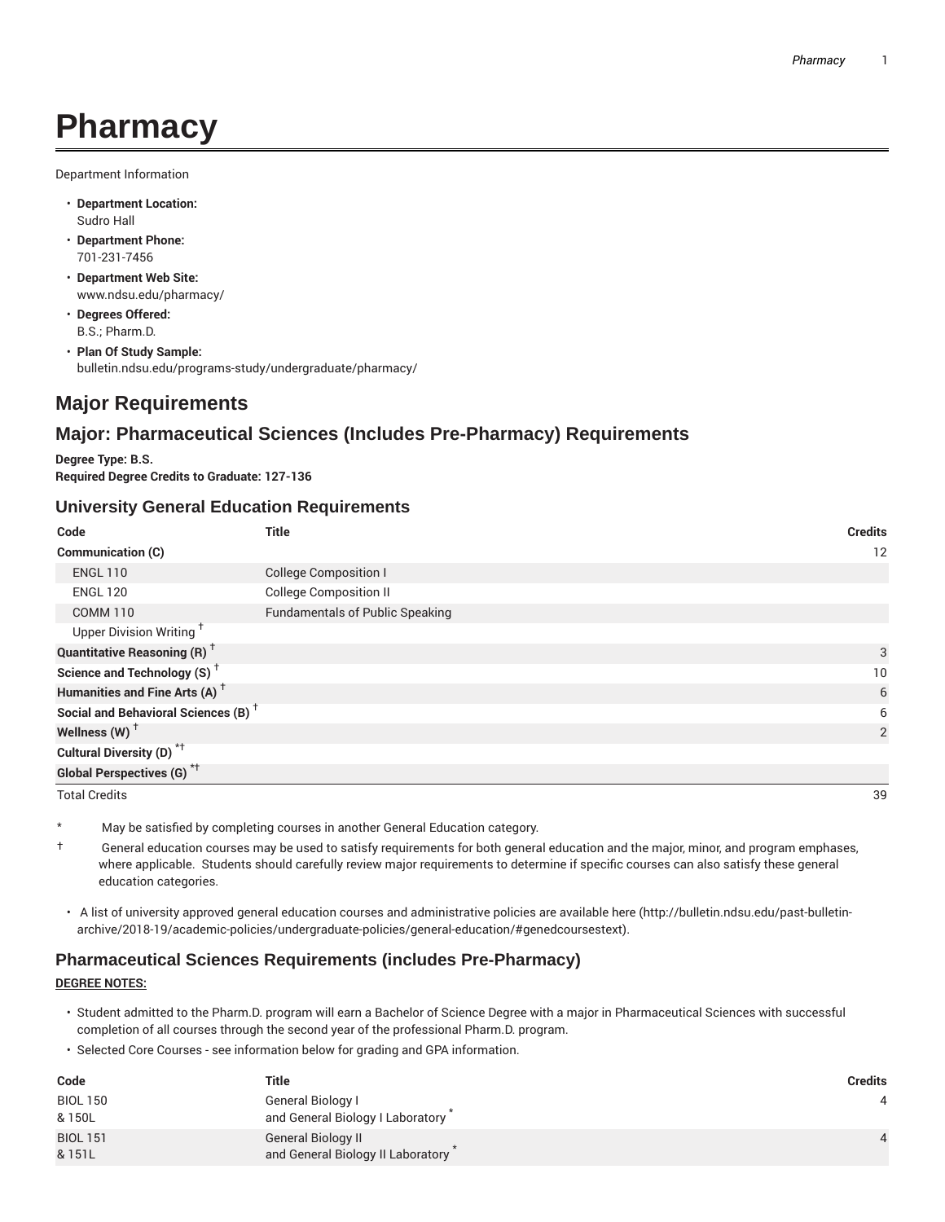# Pharmacy

Department Information

- **Department Location:** Sudro Hall
- **Department Phone:** 701-231-7456
- **Department Web Site:** www.ndsu.edu/pharmacy/
- **Degrees Offered:** B.S.; Pharm.D.
- **Plan Of Study Sample:** bulletin.ndsu.edu/programs-study/undergraduate/pharmacy/

## Major Requirements

## Major: Pharmaceutical Sciences (Includes Pre-Pharmacy) Requirements

**Degree Type: B.S.**
**Required Degree Credits to Graduate: 127-136**

### University General Education Requirements

| Code | Title | Credits |
| --- | --- | --- |
| **Communication (C)** | | 12 |
| ENGL 110 | College Composition I | |
| ENGL 120 | College Composition II | |
| COMM 110 | Fundamentals of Public Speaking | |
| Upper Division Writing † | | |
| **Quantitative Reasoning (R)** † | | 3 |
| **Science and Technology (S)** † | | 10 |
| **Humanities and Fine Arts (A)** † | | 6 |
| **Social and Behavioral Sciences (B)** † | | 6 |
| **Wellness (W)** † | | 2 |
| **Cultural Diversity (D)** *† | | |
| **Global Perspectives (G)** *† | | |
| Total Credits | | 39 |

\* May be satisfied by completing courses in another General Education category.

† General education courses may be used to satisfy requirements for both general education and the major, minor, and program emphases, where applicable. Students should carefully review major requirements to determine if specific courses can also satisfy these general education categories.

- A list of university approved general education courses and administrative policies are available here (http://bulletin.ndsu.edu/past-bulletin-archive/2018-19/academic-policies/undergraduate-policies/general-education/#genedcoursestext).

### Pharmaceutical Sciences Requirements (includes Pre-Pharmacy)

**DEGREE NOTES:**

- Student admitted to the Pharm.D. program will earn a Bachelor of Science Degree with a major in Pharmaceutical Sciences with successful completion of all courses through the second year of the professional Pharm.D. program.
- Selected Core Courses - see information below for grading and GPA information.

| Code | Title | Credits |
| --- | --- | --- |
| BIOL 150 & 150L | General Biology I and General Biology I Laboratory * | 4 |
| BIOL 151 & 151L | General Biology II and General Biology II Laboratory * | 4 |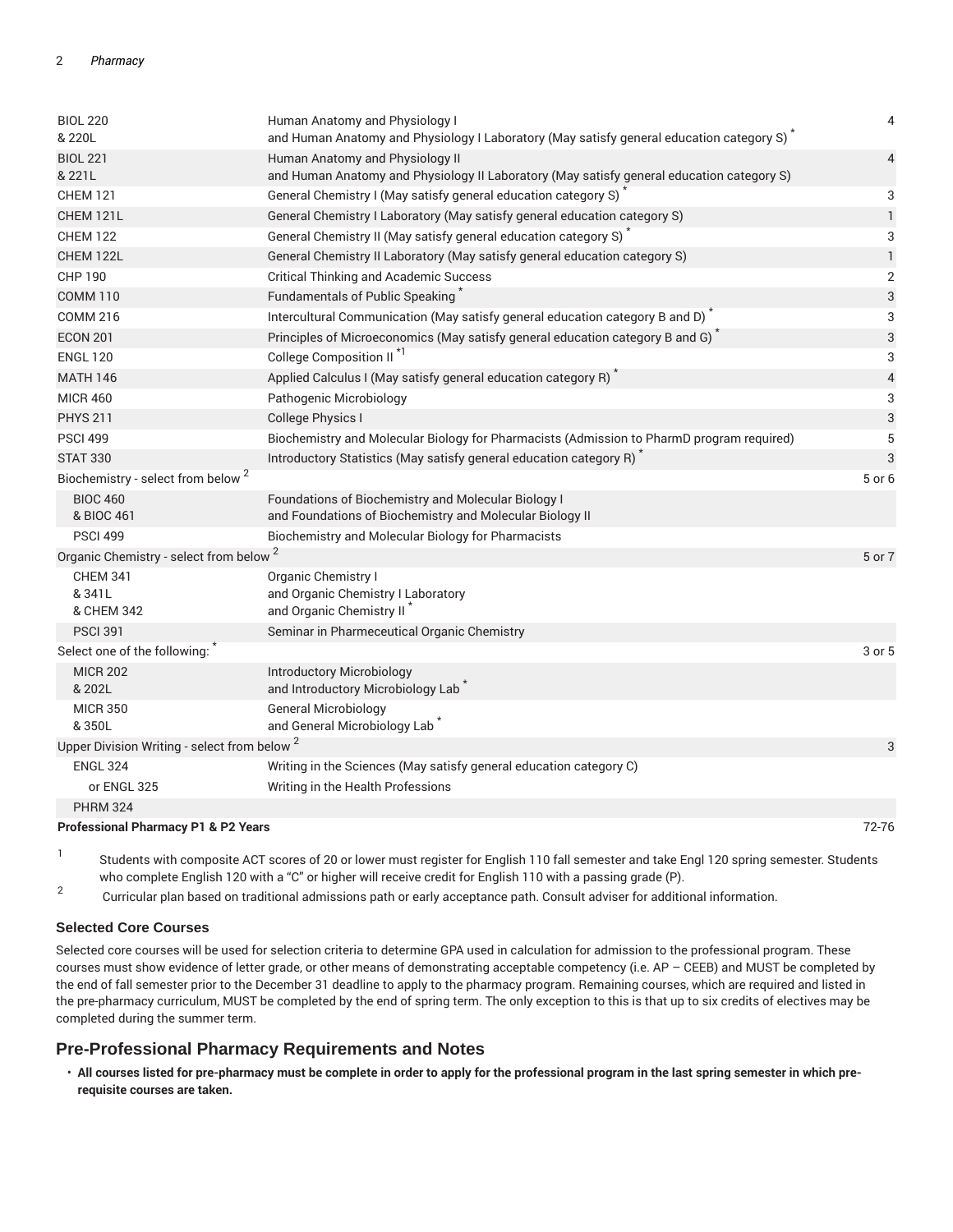| | | |
|---|---|---|
| BIOL 220 & 220L | Human Anatomy and Physiology I and Human Anatomy and Physiology I Laboratory (May satisfy general education category S) * | 4 |
| BIOL 221 & 221L | Human Anatomy and Physiology II and Human Anatomy and Physiology II Laboratory (May satisfy general education category S) | 4 |
| CHEM 121 | General Chemistry I (May satisfy general education category S) * | 3 |
| CHEM 121L | General Chemistry I Laboratory (May satisfy general education category S) | 1 |
| CHEM 122 | General Chemistry II (May satisfy general education category S) * | 3 |
| CHEM 122L | General Chemistry II Laboratory (May satisfy general education category S) | 1 |
| CHP 190 | Critical Thinking and Academic Success | 2 |
| COMM 110 | Fundamentals of Public Speaking * | 3 |
| COMM 216 | Intercultural Communication (May satisfy general education category B and D) * | 3 |
| ECON 201 | Principles of Microeconomics (May satisfy general education category B and G) * | 3 |
| ENGL 120 | College Composition II *[1] | 3 |
| MATH 146 | Applied Calculus I (May satisfy general education category R) * | 4 |
| MICR 460 | Pathogenic Microbiology | 3 |
| PHYS 211 | College Physics I | 3 |
| PSCI 499 | Biochemistry and Molecular Biology for Pharmacists (Admission to PharmD program required) | 5 |
| STAT 330 | Introductory Statistics (May satisfy general education category R) * | 3 |
| Biochemistry - select from below [2] | | 5 or 6 |
| BIOC 460 & BIOC 461 | Foundations of Biochemistry and Molecular Biology I and Foundations of Biochemistry and Molecular Biology II | |
| PSCI 499 | Biochemistry and Molecular Biology for Pharmacists | |
| Organic Chemistry - select from below [2] | | 5 or 7 |
| CHEM 341 & 341L & CHEM 342 | Organic Chemistry I and Organic Chemistry I Laboratory and Organic Chemistry II * | |
| PSCI 391 | Seminar in Pharmaceutical Organic Chemistry | |
| Select one of the following: * | | 3 or 5 |
| MICR 202 & 202L | Introductory Microbiology and Introductory Microbiology Lab * | |
| MICR 350 & 350L | General Microbiology and General Microbiology Lab * | |
| Upper Division Writing - select from below [2] | | 3 |
| ENGL 324 | Writing in the Sciences (May satisfy general education category C) | |
| or ENGL 325 | Writing in the Health Professions | |
| PHRM 324 | | |
| **Professional Pharmacy P1 & P2 Years** | | 72-76 |

1. Students with composite ACT scores of 20 or lower must register for English 110 fall semester and take Engl 120 spring semester. Students who complete English 120 with a "C" or higher will receive credit for English 110 with a passing grade (P).
2. Curricular plan based on traditional admissions path or early acceptance path. Consult adviser for additional information.

### Selected Core Courses

Selected core courses will be used for selection criteria to determine GPA used in calculation for admission to the professional program. These courses must show evidence of letter grade, or other means of demonstrating acceptable competency (i.e. AP – CEEB) and MUST be completed by the end of fall semester prior to the December 31 deadline to apply to the pharmacy program. Remaining courses, which are required and listed in the pre-pharmacy curriculum, MUST be completed by the end of spring term. The only exception to this is that up to six credits of electives may be completed during the summer term.

## Pre-Professional Pharmacy Requirements and Notes

- **All courses listed for pre-pharmacy must be complete in order to apply for the professional program in the last spring semester in which pre-requisite courses are taken.**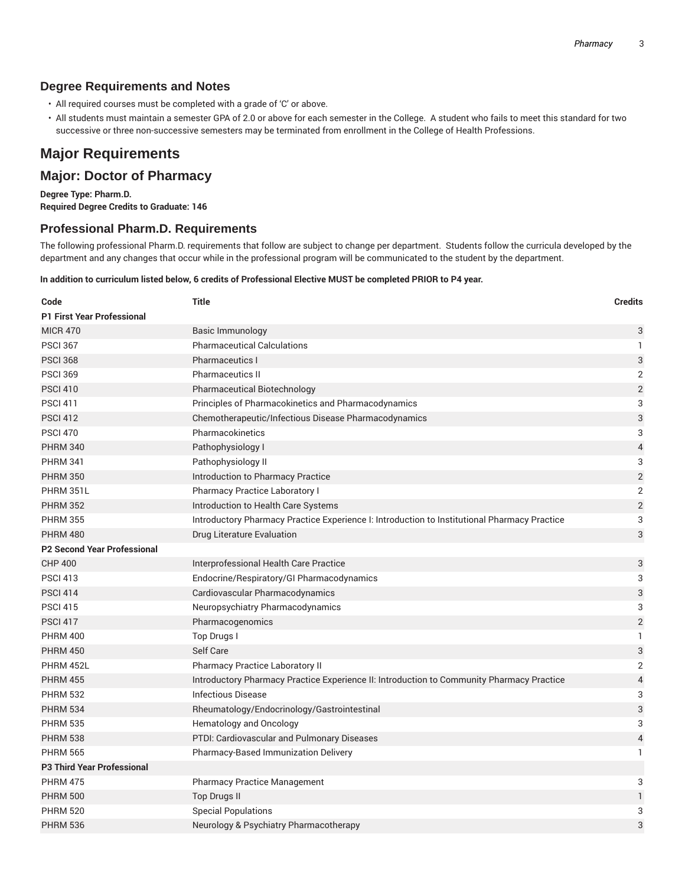### Degree Requirements and Notes

- All required courses must be completed with a grade of 'C' or above.
- All students must maintain a semester GPA of 2.0 or above for each semester in the College. A student who fails to meet this standard for two successive or three non-successive semesters may be terminated from enrollment in the College of Health Professions.

## Major Requirements

### Major: Doctor of Pharmacy

**Degree Type: Pharm.D.**
**Required Degree Credits to Graduate: 146**

### Professional Pharm.D. Requirements

The following professional Pharm.D. requirements that follow are subject to change per department. Students follow the curricula developed by the department and any changes that occur while in the professional program will be communicated to the student by the department.

**In addition to curriculum listed below, 6 credits of Professional Elective MUST be completed PRIOR to P4 year.**

| Code | Title | Credits |
|---|---|---|
| **P1 First Year Professional** | | |
| MICR 470 | Basic Immunology | 3 |
| PSCI 367 | Pharmaceutical Calculations | 1 |
| PSCI 368 | Pharmaceutics I | 3 |
| PSCI 369 | Pharmaceutics II | 2 |
| PSCI 410 | Pharmaceutical Biotechnology | 2 |
| PSCI 411 | Principles of Pharmacokinetics and Pharmacodynamics | 3 |
| PSCI 412 | Chemotherapeutic/Infectious Disease Pharmacodynamics | 3 |
| PSCI 470 | Pharmacokinetics | 3 |
| PHRM 340 | Pathophysiology I | 4 |
| PHRM 341 | Pathophysiology II | 3 |
| PHRM 350 | Introduction to Pharmacy Practice | 2 |
| PHRM 351L | Pharmacy Practice Laboratory I | 2 |
| PHRM 352 | Introduction to Health Care Systems | 2 |
| PHRM 355 | Introductory Pharmacy Practice Experience I: Introduction to Institutional Pharmacy Practice | 3 |
| PHRM 480 | Drug Literature Evaluation | 3 |
| **P2 Second Year Professional** | | |
| CHP 400 | Interprofessional Health Care Practice | 3 |
| PSCI 413 | Endocrine/Respiratory/GI Pharmacodynamics | 3 |
| PSCI 414 | Cardiovascular Pharmacodynamics | 3 |
| PSCI 415 | Neuropsychiatry Pharmacodynamics | 3 |
| PSCI 417 | Pharmacogenomics | 2 |
| PHRM 400 | Top Drugs I | 1 |
| PHRM 450 | Self Care | 3 |
| PHRM 452L | Pharmacy Practice Laboratory II | 2 |
| PHRM 455 | Introductory Pharmacy Practice Experience II: Introduction to Community Pharmacy Practice | 4 |
| PHRM 532 | Infectious Disease | 3 |
| PHRM 534 | Rheumatology/Endocrinology/Gastrointestinal | 3 |
| PHRM 535 | Hematology and Oncology | 3 |
| PHRM 538 | PTDI: Cardiovascular and Pulmonary Diseases | 4 |
| PHRM 565 | Pharmacy-Based Immunization Delivery | 1 |
| **P3 Third Year Professional** | | |
| PHRM 475 | Pharmacy Practice Management | 3 |
| PHRM 500 | Top Drugs II | 1 |
| PHRM 520 | Special Populations | 3 |
| PHRM 536 | Neurology & Psychiatry Pharmacotherapy | 3 |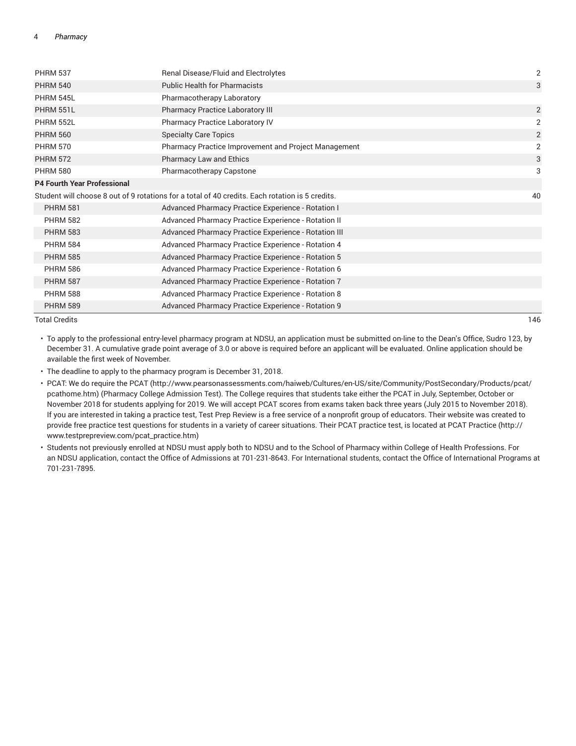| | | |
|---|---|---|
| PHRM 537 | Renal Disease/Fluid and Electrolytes | 2 |
| PHRM 540 | Public Health for Pharmacists | 3 |
| PHRM 545L | Pharmacotherapy Laboratory | |
| PHRM 551L | Pharmacy Practice Laboratory III | 2 |
| PHRM 552L | Pharmacy Practice Laboratory IV | 2 |
| PHRM 560 | Specialty Care Topics | 2 |
| PHRM 570 | Pharmacy Practice Improvement and Project Management | 2 |
| PHRM 572 | Pharmacy Law and Ethics | 3 |
| PHRM 580 | Pharmacotherapy Capstone | 3 |
| **P4 Fourth Year Professional** | | |
| Student will choose 8 out of 9 rotations for a total of 40 credits. Each rotation is 5 credits. | | 40 |
| PHRM 581 | Advanced Pharmacy Practice Experience - Rotation I | |
| PHRM 582 | Advanced Pharmacy Practice Experience - Rotation II | |
| PHRM 583 | Advanced Pharmacy Practice Experience - Rotation III | |
| PHRM 584 | Advanced Pharmacy Practice Experience - Rotation 4 | |
| PHRM 585 | Advanced Pharmacy Practice Experience - Rotation 5 | |
| PHRM 586 | Advanced Pharmacy Practice Experience - Rotation 6 | |
| PHRM 587 | Advanced Pharmacy Practice Experience - Rotation 7 | |
| PHRM 588 | Advanced Pharmacy Practice Experience - Rotation 8 | |
| PHRM 589 | Advanced Pharmacy Practice Experience - Rotation 9 | |
| Total Credits | | 146 |

- To apply to the professional entry-level pharmacy program at NDSU, an application must be submitted on-line to the Dean's Office, Sudro 123, by December 31. A cumulative grade point average of 3.0 or above is required before an applicant will be evaluated. Online application should be available the first week of November.
- The deadline to apply to the pharmacy program is December 31, 2018.
- PCAT: We do require the PCAT (http://www.pearsonassessments.com/haiweb/Cultures/en-US/site/Community/PostSecondary/Products/pcat/pcathome.htm) (Pharmacy College Admission Test). The College requires that students take either the PCAT in July, September, October or November 2018 for students applying for 2019. We will accept PCAT scores from exams taken back three years (July 2015 to November 2018). If you are interested in taking a practice test, Test Prep Review is a free service of a nonprofit group of educators. Their website was created to provide free practice test questions for students in a variety of career situations. Their PCAT practice test, is located at PCAT Practice (http://www.testprepreview.com/pcat_practice.htm)
- Students not previously enrolled at NDSU must apply both to NDSU and to the School of Pharmacy within College of Health Professions. For an NDSU application, contact the Office of Admissions at 701-231-8643. For International students, contact the Office of International Programs at 701-231-7895.